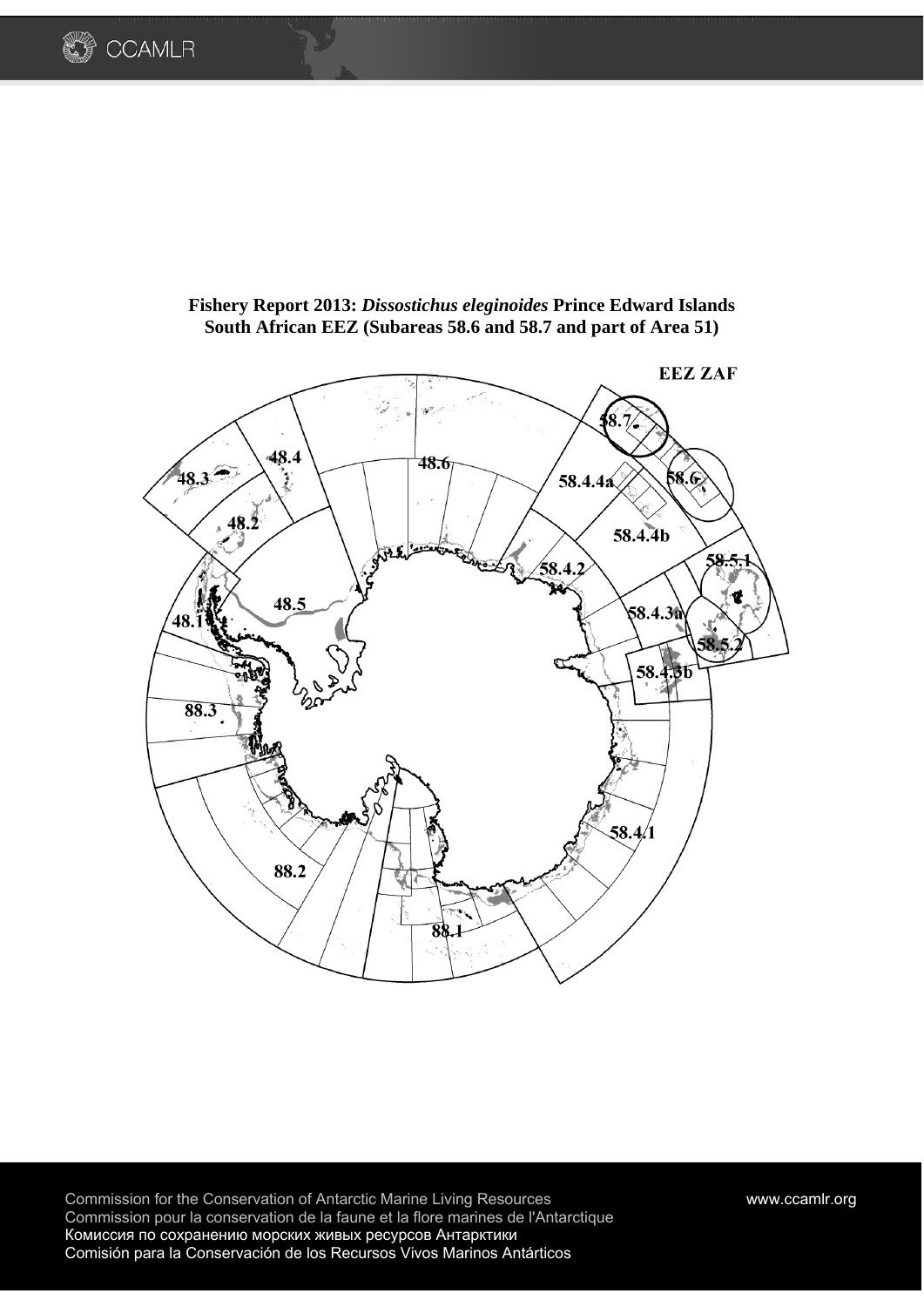# Fishery Report 2013: *Dissostichus eleginoides* Prince Edward Islands South African EEZ (Subareas 58.6 and 58.7 and part of Area 51)

EEZ ZAF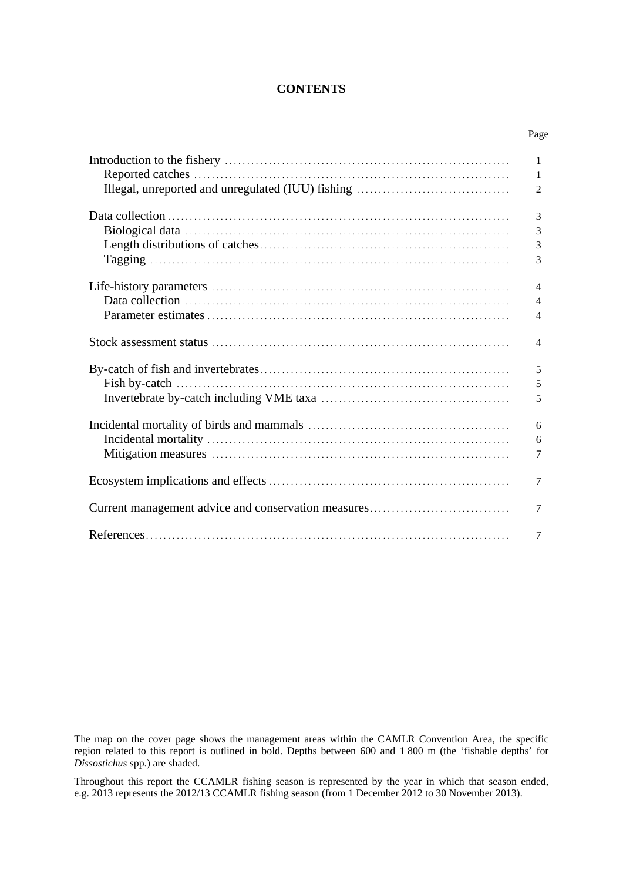# CONTENTS

| | Page |
|---|---|
| Introduction to the fishery | 1 |
| Reported catches | 1 |
| Illegal, unreported and unregulated (IUU) fishing | 2 |
| Data collection | 3 |
| Biological data | 3 |
| Length distributions of catches | 3 |
| Tagging | 3 |
| Life-history parameters | 4 |
| Data collection | 4 |
| Parameter estimates | 4 |
| Stock assessment status | 4 |
| By-catch of fish and invertebrates | 5 |
| Fish by-catch | 5 |
| Invertebrate by-catch including VME taxa | 5 |
| Incidental mortality of birds and mammals | 6 |
| Incidental mortality | 6 |
| Mitigation measures | 7 |
| Ecosystem implications and effects | 7 |
| Current management advice and conservation measures | 7 |
| References | 7 |

The map on the cover page shows the management areas within the CAMLR Convention Area, the specific region related to this report is outlined in bold. Depths between 600 and 1 800 m (the 'fishable depths' for *Dissostichus* spp.) are shaded.

Throughout this report the CCAMLR fishing season is represented by the year in which that season ended, e.g. 2013 represents the 2012/13 CCAMLR fishing season (from 1 December 2012 to 30 November 2013).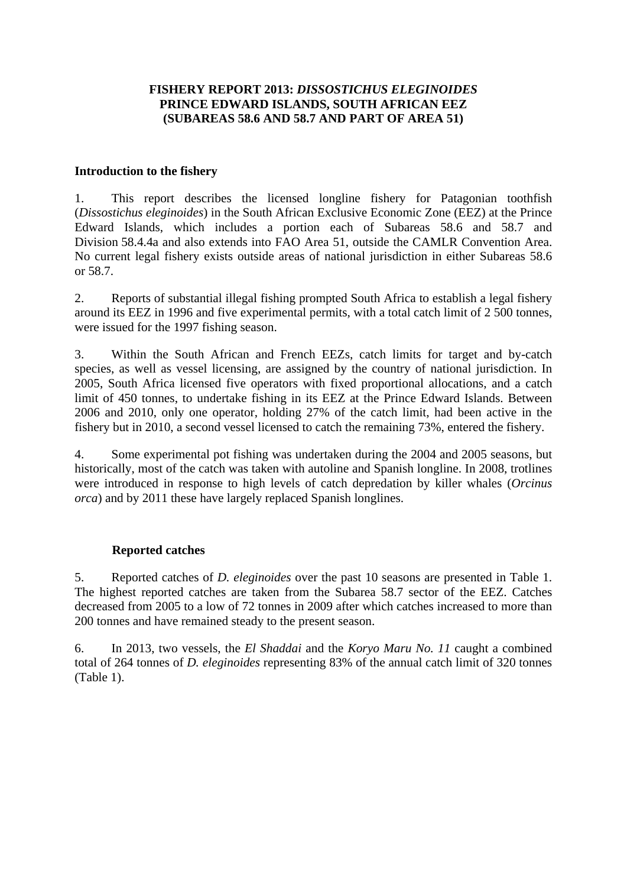**FISHERY REPORT 2013: *DISSOSTICHUS ELEGINOIDES* PRINCE EDWARD ISLANDS, SOUTH AFRICAN EEZ (SUBAREAS 58.6 AND 58.7 AND PART OF AREA 51)**

## Introduction to the fishery

1. This report describes the licensed longline fishery for Patagonian toothfish (*Dissostichus eleginoides*) in the South African Exclusive Economic Zone (EEZ) at the Prince Edward Islands, which includes a portion each of Subareas 58.6 and 58.7 and Division 58.4.4a and also extends into FAO Area 51, outside the CAMLR Convention Area. No current legal fishery exists outside areas of national jurisdiction in either Subareas 58.6 or 58.7.

2. Reports of substantial illegal fishing prompted South Africa to establish a legal fishery around its EEZ in 1996 and five experimental permits, with a total catch limit of 2 500 tonnes, were issued for the 1997 fishing season.

3. Within the South African and French EEZs, catch limits for target and by-catch species, as well as vessel licensing, are assigned by the country of national jurisdiction. In 2005, South Africa licensed five operators with fixed proportional allocations, and a catch limit of 450 tonnes, to undertake fishing in its EEZ at the Prince Edward Islands. Between 2006 and 2010, only one operator, holding 27% of the catch limit, had been active in the fishery but in 2010, a second vessel licensed to catch the remaining 73%, entered the fishery.

4. Some experimental pot fishing was undertaken during the 2004 and 2005 seasons, but historically, most of the catch was taken with autoline and Spanish longline. In 2008, trotlines were introduced in response to high levels of catch depredation by killer whales (*Orcinus orca*) and by 2011 these have largely replaced Spanish longlines.

### Reported catches

5. Reported catches of *D. eleginoides* over the past 10 seasons are presented in Table 1. The highest reported catches are taken from the Subarea 58.7 sector of the EEZ. Catches decreased from 2005 to a low of 72 tonnes in 2009 after which catches increased to more than 200 tonnes and have remained steady to the present season.

6. In 2013, two vessels, the *El Shaddai* and the *Koryo Maru No. 11* caught a combined total of 264 tonnes of *D. eleginoides* representing 83% of the annual catch limit of 320 tonnes (Table 1).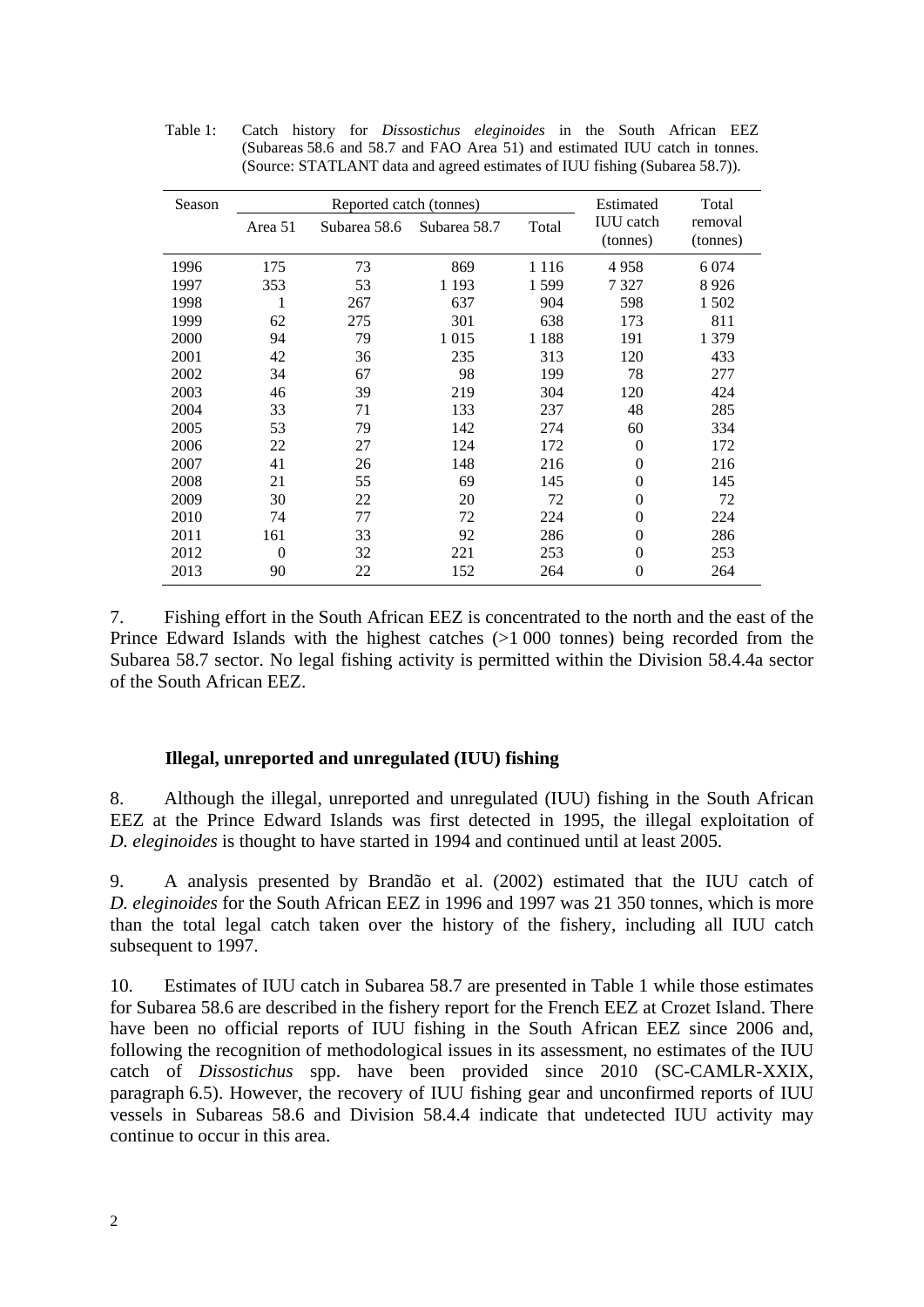Table 1: Catch history for *Dissostichus eleginoides* in the South African EEZ (Subareas 58.6 and 58.7 and FAO Area 51) and estimated IUU catch in tonnes. (Source: STATLANT data and agreed estimates of IUU fishing (Subarea 58.7)).

| Season | Reported catch (tonnes) | | | | Estimated IUU catch (tonnes) | Total removal (tonnes) |
|---|---|---|---|---|---|---|
| | Area 51 | Subarea 58.6 | Subarea 58.7 | Total | | |
| 1996 | 175 | 73 | 869 | 1 116 | 4 958 | 6 074 |
| 1997 | 353 | 53 | 1 193 | 1 599 | 7 327 | 8 926 |
| 1998 | 1 | 267 | 637 | 904 | 598 | 1 502 |
| 1999 | 62 | 275 | 301 | 638 | 173 | 811 |
| 2000 | 94 | 79 | 1 015 | 1 188 | 191 | 1 379 |
| 2001 | 42 | 36 | 235 | 313 | 120 | 433 |
| 2002 | 34 | 67 | 98 | 199 | 78 | 277 |
| 2003 | 46 | 39 | 219 | 304 | 120 | 424 |
| 2004 | 33 | 71 | 133 | 237 | 48 | 285 |
| 2005 | 53 | 79 | 142 | 274 | 60 | 334 |
| 2006 | 22 | 27 | 124 | 172 | 0 | 172 |
| 2007 | 41 | 26 | 148 | 216 | 0 | 216 |
| 2008 | 21 | 55 | 69 | 145 | 0 | 145 |
| 2009 | 30 | 22 | 20 | 72 | 0 | 72 |
| 2010 | 74 | 77 | 72 | 224 | 0 | 224 |
| 2011 | 161 | 33 | 92 | 286 | 0 | 286 |
| 2012 | 0 | 32 | 221 | 253 | 0 | 253 |
| 2013 | 90 | 22 | 152 | 264 | 0 | 264 |

7. Fishing effort in the South African EEZ is concentrated to the north and the east of the Prince Edward Islands with the highest catches (>1 000 tonnes) being recorded from the Subarea 58.7 sector. No legal fishing activity is permitted within the Division 58.4.4a sector of the South African EEZ.

### Illegal, unreported and unregulated (IUU) fishing

8. Although the illegal, unreported and unregulated (IUU) fishing in the South African EEZ at the Prince Edward Islands was first detected in 1995, the illegal exploitation of *D. eleginoides* is thought to have started in 1994 and continued until at least 2005.

9. A analysis presented by Brandão et al. (2002) estimated that the IUU catch of *D. eleginoides* for the South African EEZ in 1996 and 1997 was 21 350 tonnes, which is more than the total legal catch taken over the history of the fishery, including all IUU catch subsequent to 1997.

10. Estimates of IUU catch in Subarea 58.7 are presented in Table 1 while those estimates for Subarea 58.6 are described in the fishery report for the French EEZ at Crozet Island. There have been no official reports of IUU fishing in the South African EEZ since 2006 and, following the recognition of methodological issues in its assessment, no estimates of the IUU catch of *Dissostichus* spp. have been provided since 2010 (SC-CAMLR-XXIX, paragraph 6.5). However, the recovery of IUU fishing gear and unconfirmed reports of IUU vessels in Subareas 58.6 and Division 58.4.4 indicate that undetected IUU activity may continue to occur in this area.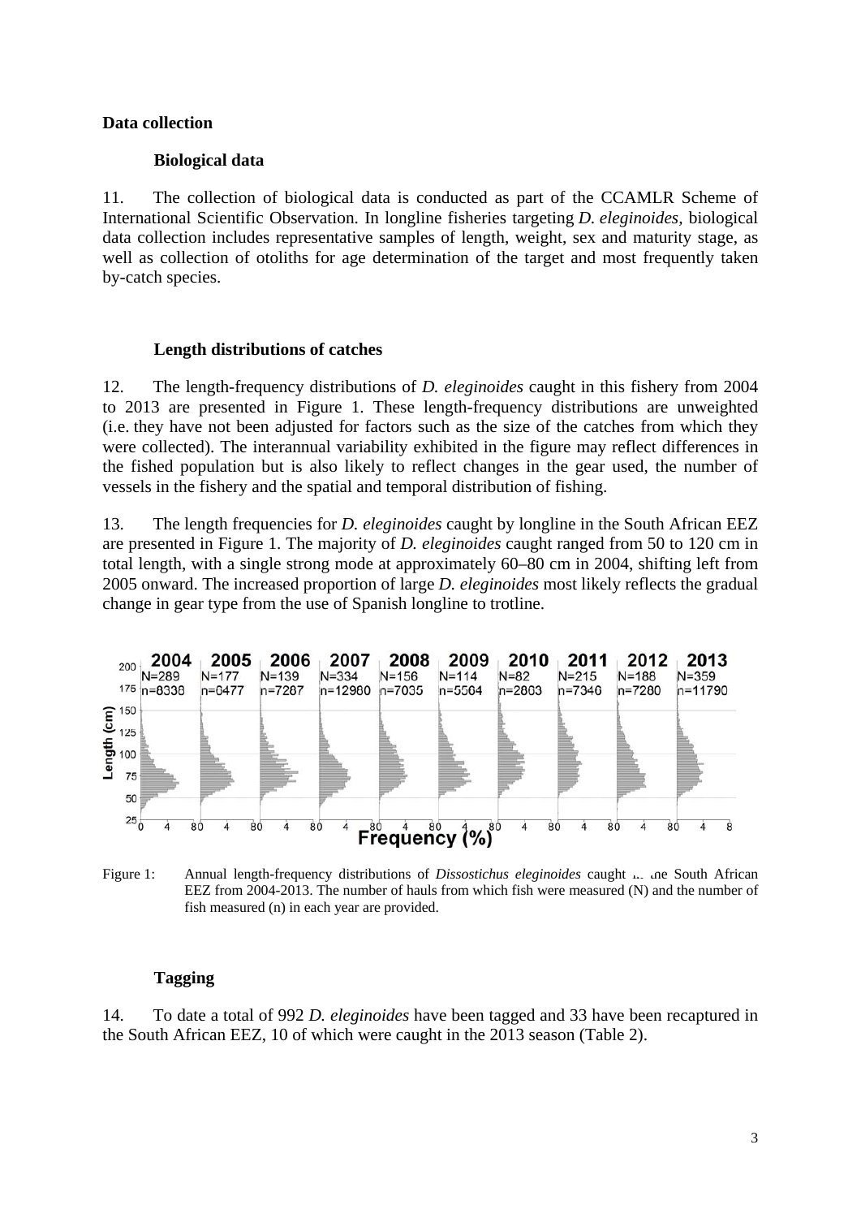**Data collection**

**Biological data**

11. The collection of biological data is conducted as part of the CCAMLR Scheme of International Scientific Observation. In longline fisheries targeting *D. eleginoides*, biological data collection includes representative samples of length, weight, sex and maturity stage, as well as collection of otoliths for age determination of the target and most frequently taken by-catch species.

**Length distributions of catches**

12. The length-frequency distributions of *D. eleginoides* caught in this fishery from 2004 to 2013 are presented in Figure 1. These length-frequency distributions are unweighted (i.e. they have not been adjusted for factors such as the size of the catches from which they were collected). The interannual variability exhibited in the figure may reflect differences in the fished population but is also likely to reflect changes in the gear used, the number of vessels in the fishery and the spatial and temporal distribution of fishing.

13. The length frequencies for *D. eleginoides* caught by longline in the South African EEZ are presented in Figure 1. The majority of *D. eleginoides* caught ranged from 50 to 120 cm in total length, with a single strong mode at approximately 60–80 cm in 2004, shifting left from 2005 onward. The increased proportion of large *D. eleginoides* most likely reflects the gradual change in gear type from the use of Spanish longline to trotline.

Figure 1: Annual length-frequency distributions of *Dissostichus eleginoides* caught in the South African EEZ from 2004-2013. The number of hauls from which fish were measured (N) and the number of fish measured (n) in each year are provided.

**Tagging**

14. To date a total of 992 *D. eleginoides* have been tagged and 33 have been recaptured in the South African EEZ, 10 of which were caught in the 2013 season (Table 2).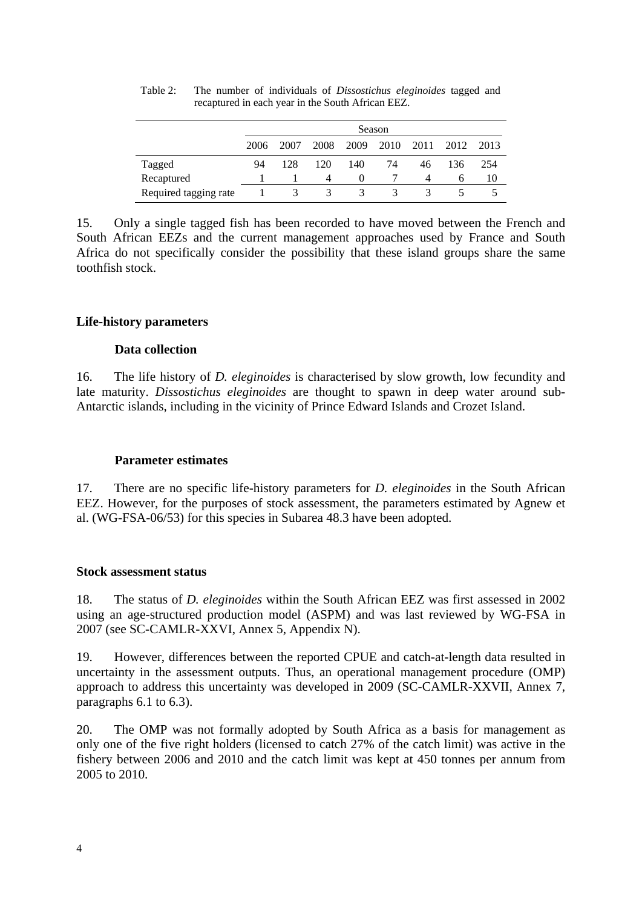Table 2: The number of individuals of *Dissostichus eleginoides* tagged and recaptured in each year in the South African EEZ.

| | Season | | | | | | | |
|---|---|---|---|---|---|---|---|---|
| | 2006 | 2007 | 2008 | 2009 | 2010 | 2011 | 2012 | 2013 |
| Tagged | 94 | 128 | 120 | 140 | 74 | 46 | 136 | 254 |
| Recaptured | 1 | 1 | 4 | 0 | 7 | 4 | 6 | 10 |
| Required tagging rate | 1 | 3 | 3 | 3 | 3 | 3 | 5 | 5 |

15. Only a single tagged fish has been recorded to have moved between the French and South African EEZs and the current management approaches used by France and South Africa do not specifically consider the possibility that these island groups share the same toothfish stock.

## Life-history parameters

### Data collection

16. The life history of *D. eleginoides* is characterised by slow growth, low fecundity and late maturity. *Dissostichus eleginoides* are thought to spawn in deep water around sub-Antarctic islands, including in the vicinity of Prince Edward Islands and Crozet Island.

### Parameter estimates

17. There are no specific life-history parameters for *D. eleginoides* in the South African EEZ. However, for the purposes of stock assessment, the parameters estimated by Agnew et al. (WG-FSA-06/53) for this species in Subarea 48.3 have been adopted.

## Stock assessment status

18. The status of *D. eleginoides* within the South African EEZ was first assessed in 2002 using an age-structured production model (ASPM) and was last reviewed by WG-FSA in 2007 (see SC-CAMLR-XXVI, Annex 5, Appendix N).

19. However, differences between the reported CPUE and catch-at-length data resulted in uncertainty in the assessment outputs. Thus, an operational management procedure (OMP) approach to address this uncertainty was developed in 2009 (SC-CAMLR-XXVII, Annex 7, paragraphs 6.1 to 6.3).

20. The OMP was not formally adopted by South Africa as a basis for management as only one of the five right holders (licensed to catch 27% of the catch limit) was active in the fishery between 2006 and 2010 and the catch limit was kept at 450 tonnes per annum from 2005 to 2010.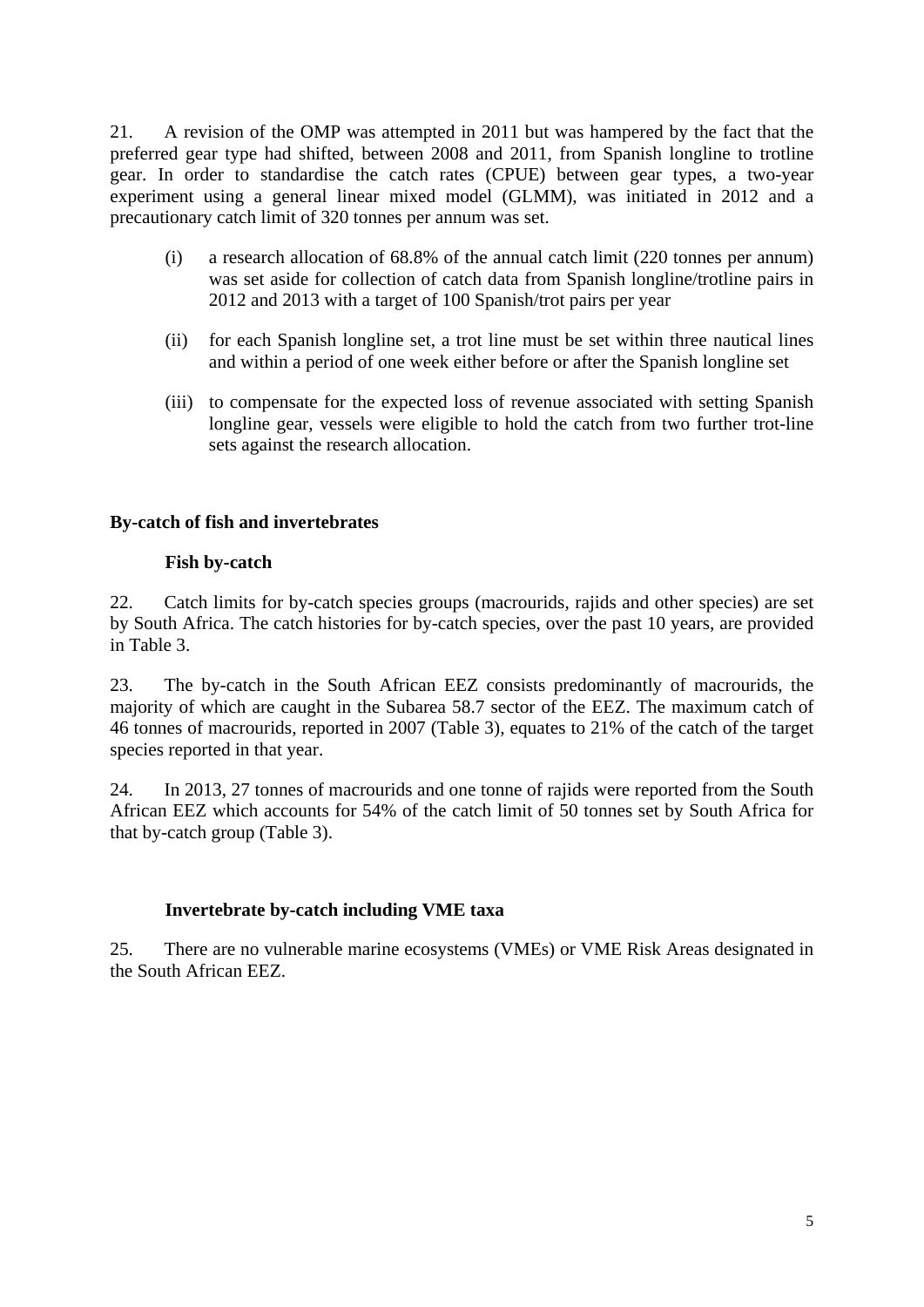21. A revision of the OMP was attempted in 2011 but was hampered by the fact that the preferred gear type had shifted, between 2008 and 2011, from Spanish longline to trotline gear. In order to standardise the catch rates (CPUE) between gear types, a two-year experiment using a general linear mixed model (GLMM), was initiated in 2012 and a precautionary catch limit of 320 tonnes per annum was set.

(i) a research allocation of 68.8% of the annual catch limit (220 tonnes per annum) was set aside for collection of catch data from Spanish longline/trotline pairs in 2012 and 2013 with a target of 100 Spanish/trot pairs per year

(ii) for each Spanish longline set, a trot line must be set within three nautical lines and within a period of one week either before or after the Spanish longline set

(iii) to compensate for the expected loss of revenue associated with setting Spanish longline gear, vessels were eligible to hold the catch from two further trot-line sets against the research allocation.

## By-catch of fish and invertebrates

### Fish by-catch

22. Catch limits for by-catch species groups (macrourids, rajids and other species) are set by South Africa. The catch histories for by-catch species, over the past 10 years, are provided in Table 3.

23. The by-catch in the South African EEZ consists predominantly of macrourids, the majority of which are caught in the Subarea 58.7 sector of the EEZ. The maximum catch of 46 tonnes of macrourids, reported in 2007 (Table 3), equates to 21% of the catch of the target species reported in that year.

24. In 2013, 27 tonnes of macrourids and one tonne of rajids were reported from the South African EEZ which accounts for 54% of the catch limit of 50 tonnes set by South Africa for that by-catch group (Table 3).

### Invertebrate by-catch including VME taxa

25. There are no vulnerable marine ecosystems (VMEs) or VME Risk Areas designated in the South African EEZ.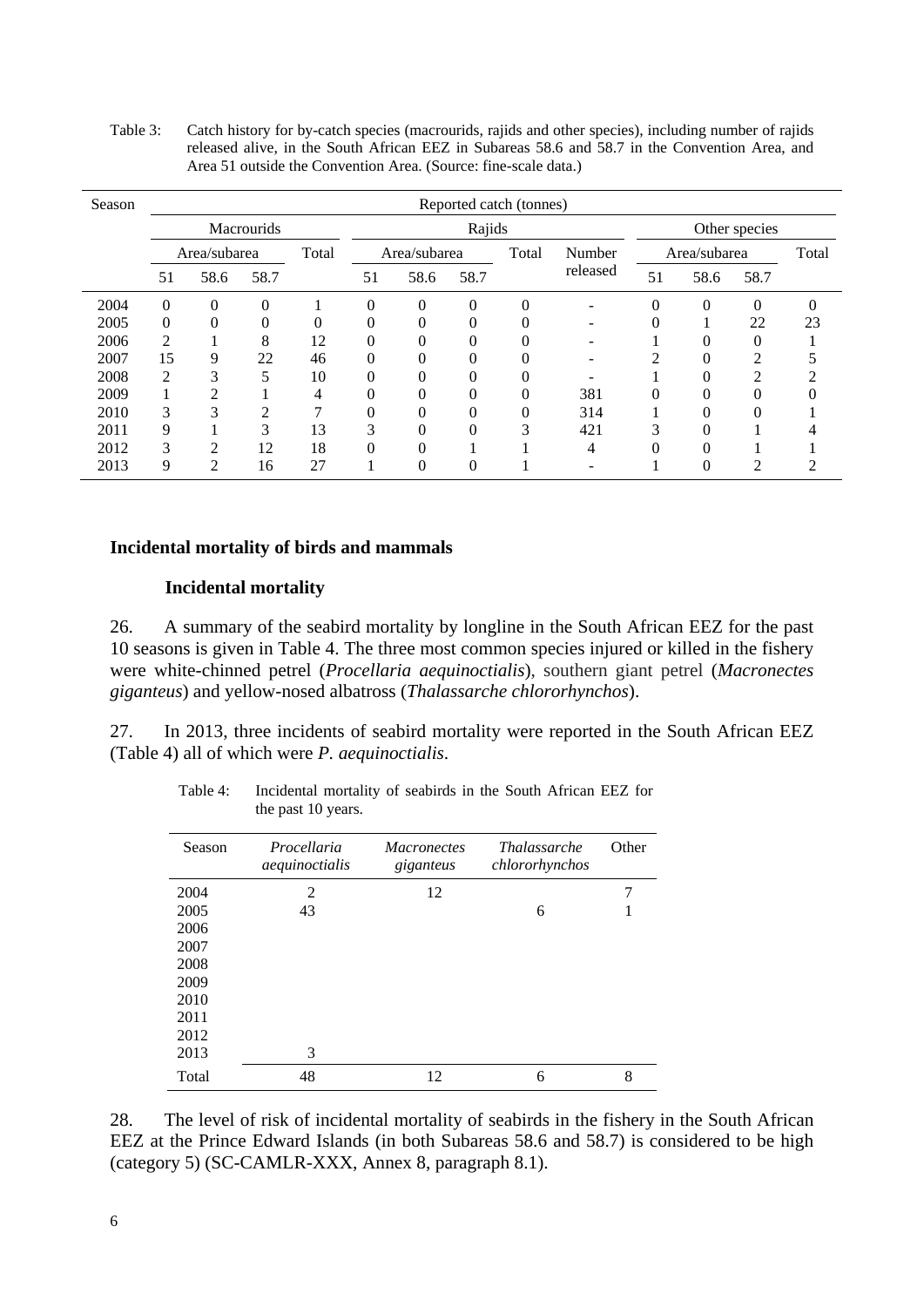Table 3: Catch history for by-catch species (macrourids, rajids and other species), including number of rajids released alive, in the South African EEZ in Subareas 58.6 and 58.7 in the Convention Area, and Area 51 outside the Convention Area. (Source: fine-scale data.)

| Season | Reported catch (tonnes) | | | | | | | | | | | | |
|---|---|---|---|---|---|---|---|---|---|---|---|---|---|
| | Macrourids | | | | Rajids | | | | | Other species | | | |
| | Area/subarea | | | Total | Area/subarea | | | Total | Number released | Area/subarea | | | Total |
| | 51 | 58.6 | 58.7 | | 51 | 58.6 | 58.7 | | | 51 | 58.6 | 58.7 | |
| 2004 | 0 | 0 | 0 | 1 | 0 | 0 | 0 | 0 | - | 0 | 0 | 0 | 0 |
| 2005 | 0 | 0 | 0 | 0 | 0 | 0 | 0 | 0 | - | 0 | 1 | 22 | 23 |
| 2006 | 2 | 1 | 8 | 12 | 0 | 0 | 0 | 0 | - | 1 | 0 | 0 | 1 |
| 2007 | 15 | 9 | 22 | 46 | 0 | 0 | 0 | 0 | - | 2 | 0 | 2 | 5 |
| 2008 | 2 | 3 | 5 | 10 | 0 | 0 | 0 | 0 | - | 1 | 0 | 2 | 2 |
| 2009 | 1 | 2 | 1 | 4 | 0 | 0 | 0 | 0 | 381 | 0 | 0 | 0 | 0 |
| 2010 | 3 | 3 | 2 | 7 | 0 | 0 | 0 | 0 | 314 | 1 | 0 | 0 | 1 |
| 2011 | 9 | 1 | 3 | 13 | 3 | 0 | 0 | 3 | 421 | 3 | 0 | 1 | 4 |
| 2012 | 3 | 2 | 12 | 18 | 0 | 0 | 1 | 1 | 4 | 0 | 0 | 1 | 1 |
| 2013 | 9 | 2 | 16 | 27 | 1 | 0 | 0 | 1 | - | 1 | 0 | 2 | 2 |

## Incidental mortality of birds and mammals

### Incidental mortality

26. A summary of the seabird mortality by longline in the South African EEZ for the past 10 seasons is given in Table 4. The three most common species injured or killed in the fishery were white-chinned petrel (*Procellaria aequinoctialis*), southern giant petrel (*Macronectes giganteus*) and yellow-nosed albatross (*Thalassarche chlororhynchos*).

27. In 2013, three incidents of seabird mortality were reported in the South African EEZ (Table 4) all of which were *P. aequinoctialis*.

Table 4: Incidental mortality of seabirds in the South African EEZ for the past 10 years.

| Season | *Procellaria aequinoctialis* | *Macronectes giganteus* | *Thalassarche chlororhynchos* | Other |
|---|---|---|---|---|
| 2004 | 2 | 12 | | 7 |
| 2005 | 43 | | 6 | 1 |
| 2006 | | | | |
| 2007 | | | | |
| 2008 | | | | |
| 2009 | | | | |
| 2010 | | | | |
| 2011 | | | | |
| 2012 | | | | |
| 2013 | 3 | | | |
| Total | 48 | 12 | 6 | 8 |

28. The level of risk of incidental mortality of seabirds in the fishery in the South African EEZ at the Prince Edward Islands (in both Subareas 58.6 and 58.7) is considered to be high (category 5) (SC-CAMLR-XXX, Annex 8, paragraph 8.1).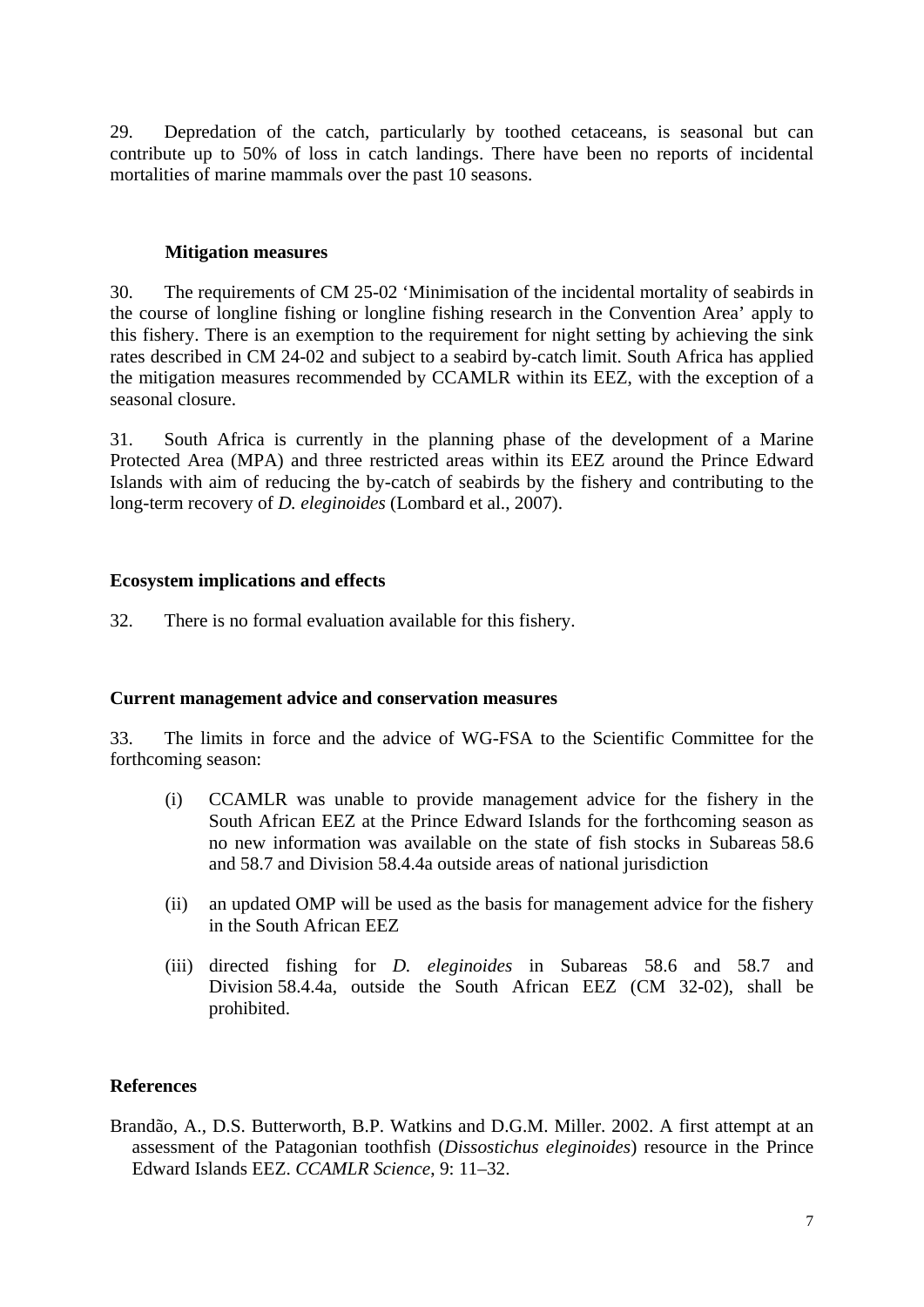29. Depredation of the catch, particularly by toothed cetaceans, is seasonal but can contribute up to 50% of loss in catch landings. There have been no reports of incidental mortalities of marine mammals over the past 10 seasons.

### Mitigation measures

30. The requirements of CM 25-02 'Minimisation of the incidental mortality of seabirds in the course of longline fishing or longline fishing research in the Convention Area' apply to this fishery. There is an exemption to the requirement for night setting by achieving the sink rates described in CM 24-02 and subject to a seabird by-catch limit. South Africa has applied the mitigation measures recommended by CCAMLR within its EEZ, with the exception of a seasonal closure.

31. South Africa is currently in the planning phase of the development of a Marine Protected Area (MPA) and three restricted areas within its EEZ around the Prince Edward Islands with aim of reducing the by-catch of seabirds by the fishery and contributing to the long-term recovery of *D. eleginoides* (Lombard et al., 2007).

## Ecosystem implications and effects

32. There is no formal evaluation available for this fishery.

## Current management advice and conservation measures

33. The limits in force and the advice of WG-FSA to the Scientific Committee for the forthcoming season:

(i) CCAMLR was unable to provide management advice for the fishery in the South African EEZ at the Prince Edward Islands for the forthcoming season as no new information was available on the state of fish stocks in Subareas 58.6 and 58.7 and Division 58.4.4a outside areas of national jurisdiction

(ii) an updated OMP will be used as the basis for management advice for the fishery in the South African EEZ

(iii) directed fishing for *D. eleginoides* in Subareas 58.6 and 58.7 and Division 58.4.4a, outside the South African EEZ (CM 32-02), shall be prohibited.

## References

Brandão, A., D.S. Butterworth, B.P. Watkins and D.G.M. Miller. 2002. A first attempt at an assessment of the Patagonian toothfish (*Dissostichus eleginoides*) resource in the Prince Edward Islands EEZ. *CCAMLR Science*, 9: 11–32.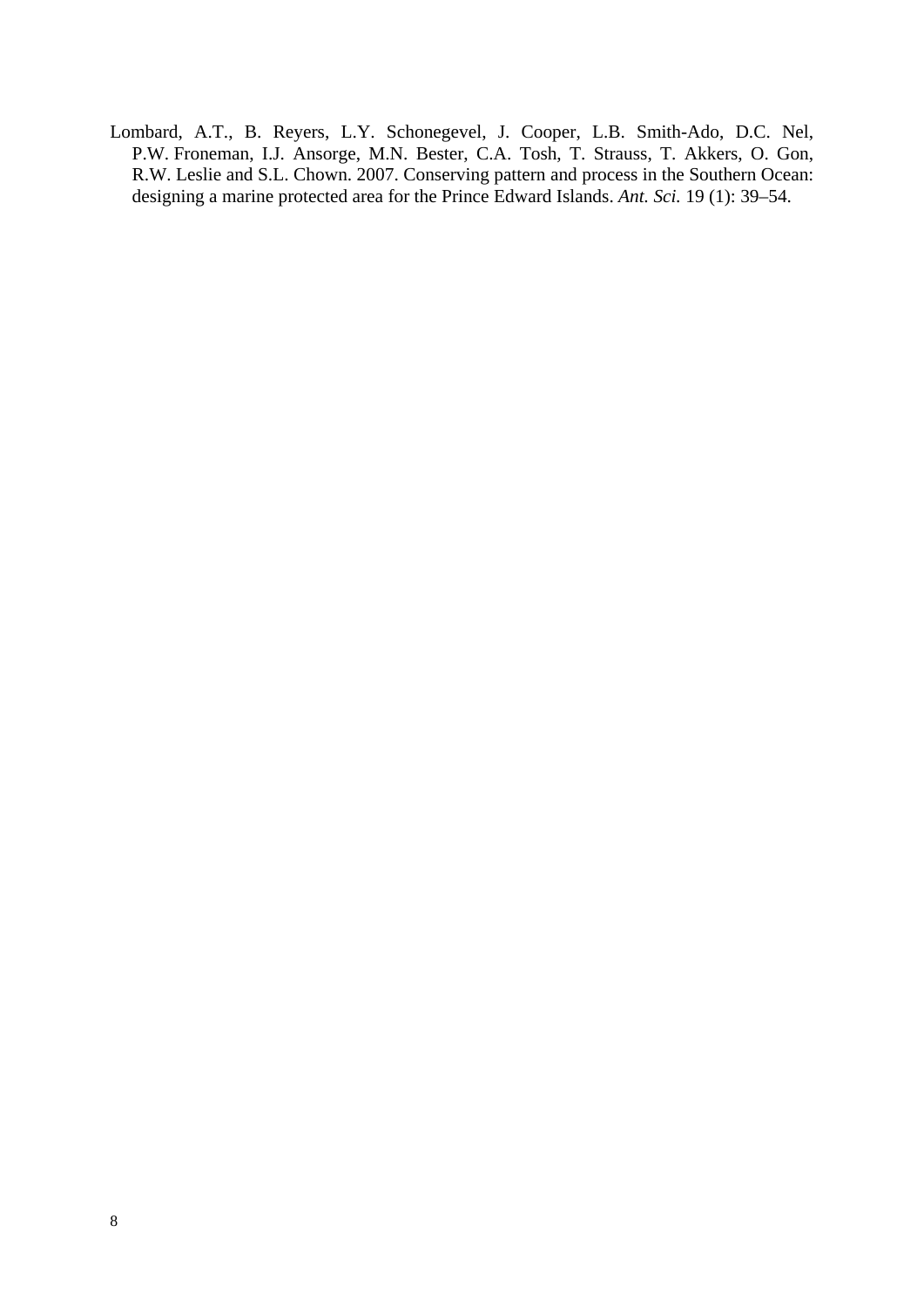Lombard, A.T., B. Reyers, L.Y. Schonegevel, J. Cooper, L.B. Smith-Ado, D.C. Nel, P.W. Froneman, I.J. Ansorge, M.N. Bester, C.A. Tosh, T. Strauss, T. Akkers, O. Gon, R.W. Leslie and S.L. Chown. 2007. Conserving pattern and process in the Southern Ocean: designing a marine protected area for the Prince Edward Islands. *Ant. Sci.* 19 (1): 39–54.